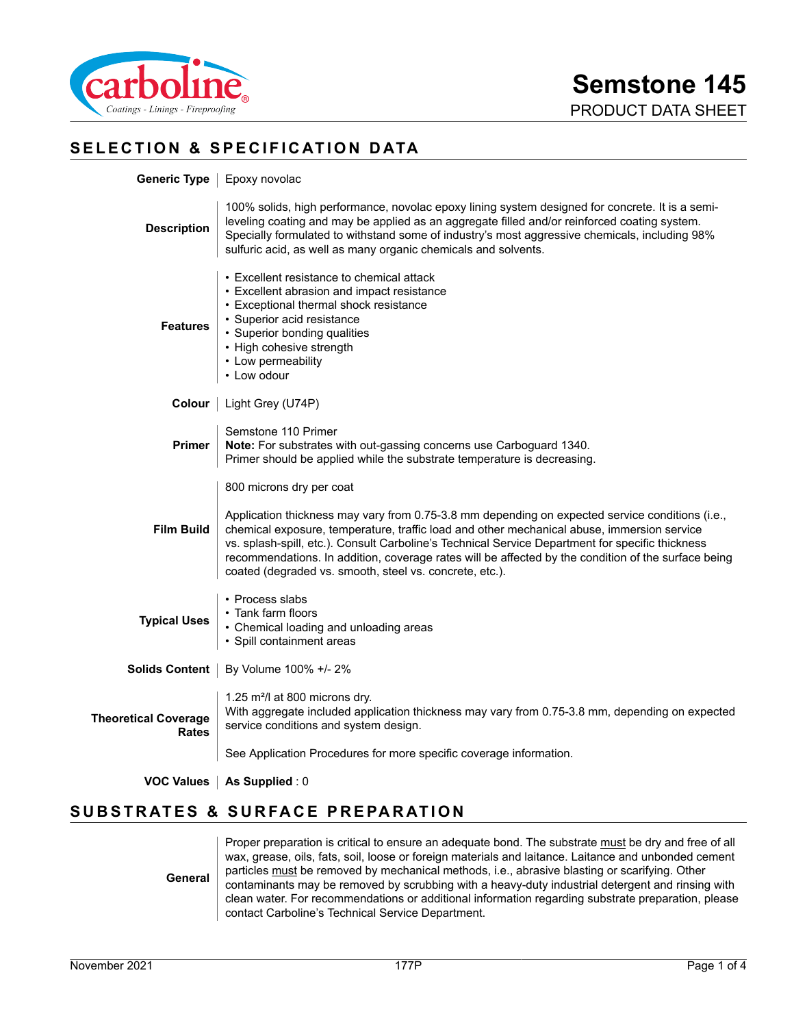# Semstone 145

PRODUCT DATA SHEET

## SELECTION & SPECIFICATION DATA

**Generic Type**

Epoxy novolac

**Description**

100% solids, high performance, novolac epoxy lining system designed for concrete. It is a semi-leveling coating and may be applied as an aggregate filled and/or reinforced coating system. Specially formulated to withstand some of industry's most aggressive chemicals, including 98% sulfuric acid, as well as many organic chemicals and solvents.

**Features**

- Excellent resistance to chemical attack
- Excellent abrasion and impact resistance
- Exceptional thermal shock resistance
- Superior acid resistance
- Superior bonding qualities
- High cohesive strength
- Low permeability
- Low odour

**Colour**

Light Grey (U74P)

**Primer**

Semstone 110 Primer
**Note:** For substrates with out-gassing concerns use Carboguard 1340.
Primer should be applied while the substrate temperature is decreasing.

**Film Build**

800 microns dry per coat

Application thickness may vary from 0.75-3.8 mm depending on expected service conditions (i.e., chemical exposure, temperature, traffic load and other mechanical abuse, immersion service vs. splash-spill, etc.). Consult Carboline's Technical Service Department for specific thickness recommendations. In addition, coverage rates will be affected by the condition of the surface being coated (degraded vs. smooth, steel vs. concrete, etc.).

**Typical Uses**

- Process slabs
- Tank farm floors
- Chemical loading and unloading areas
- Spill containment areas

**Solids Content**

By Volume 100% +/- 2%

**Theoretical Coverage Rates**

1.25 m²/l at 800 microns dry.
With aggregate included application thickness may vary from 0.75-3.8 mm, depending on expected service conditions and system design.

See Application Procedures for more specific coverage information.

**VOC Values**

**As Supplied** : 0

## SUBSTRATES & SURFACE PREPARATION

**General**

Proper preparation is critical to ensure an adequate bond. The substrate must be dry and free of all wax, grease, oils, fats, soil, loose or foreign materials and laitance. Laitance and unbonded cement particles must be removed by mechanical methods, i.e., abrasive blasting or scarifying. Other contaminants may be removed by scrubbing with a heavy-duty industrial detergent and rinsing with clean water. For recommendations or additional information regarding substrate preparation, please contact Carboline's Technical Service Department.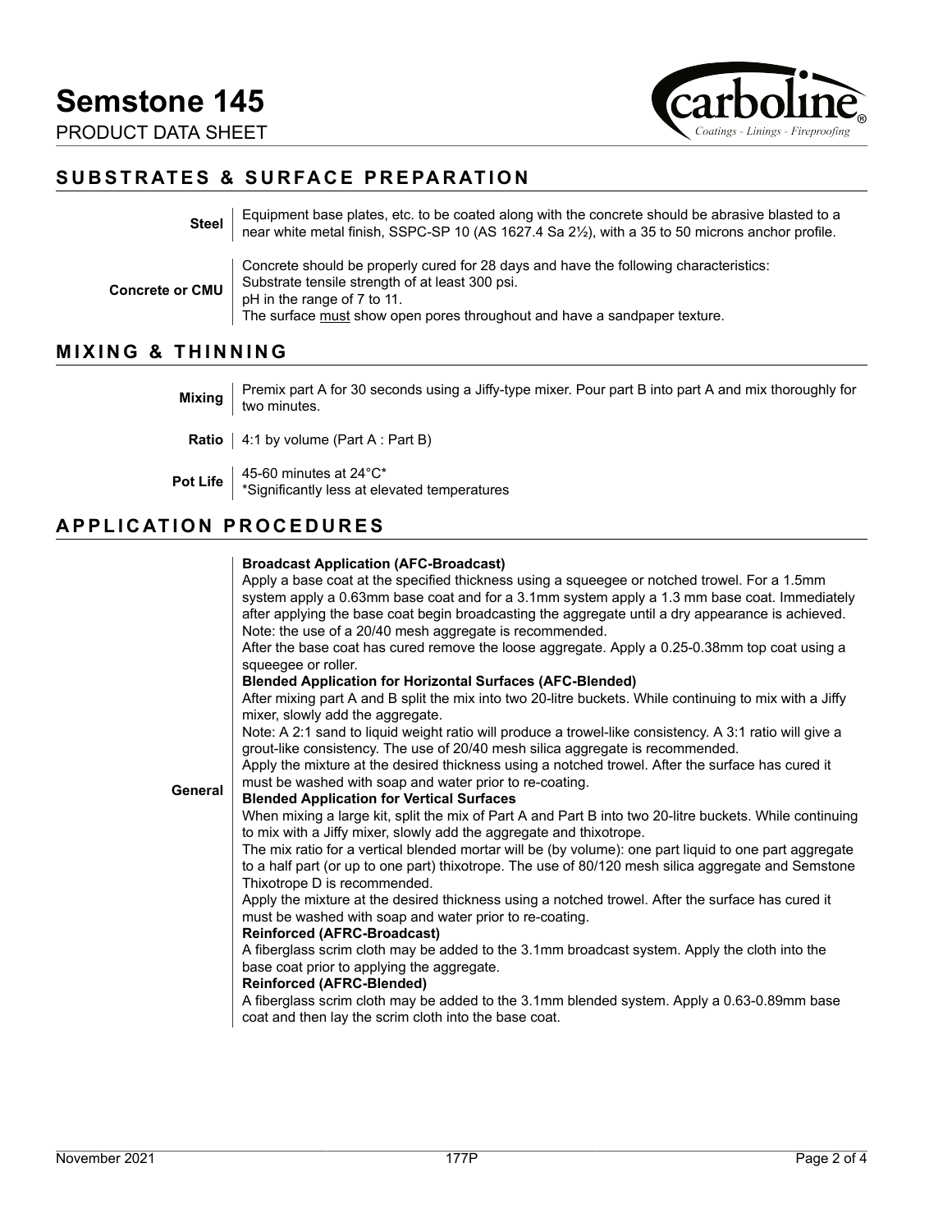## SUBSTRATES & SURFACE PREPARATION

| | |
|---|---|
| **Steel** | Equipment base plates, etc. to be coated along with the concrete should be abrasive blasted to a near white metal finish, SSPC-SP 10 (AS 1627.4 Sa 2½), with a 35 to 50 microns anchor profile. |
| **Concrete or CMU** | Concrete should be properly cured for 28 days and have the following characteristics:<br>Substrate tensile strength of at least 300 psi.<br>pH in the range of 7 to 11.<br>The surface <u>must</u> show open pores throughout and have a sandpaper texture. |

## MIXING & THINNING

| | |
|---|---|
| **Mixing** | Premix part A for 30 seconds using a Jiffy-type mixer. Pour part B into part A and mix thoroughly for two minutes. |
| **Ratio** | 4:1 by volume (Part A : Part B) |
| **Pot Life** | 45-60 minutes at 24°C*<br>*Significantly less at elevated temperatures |

## APPLICATION PROCEDURES

**General**

**Broadcast Application (AFC-Broadcast)**

Apply a base coat at the specified thickness using a squeegee or notched trowel. For a 1.5mm system apply a 0.63mm base coat and for a 3.1mm system apply a 1.3 mm base coat. Immediately after applying the base coat begin broadcasting the aggregate until a dry appearance is achieved. Note: the use of a 20/40 mesh aggregate is recommended.

After the base coat has cured remove the loose aggregate. Apply a 0.25-0.38mm top coat using a squeegee or roller.

**Blended Application for Horizontal Surfaces (AFC-Blended)**

After mixing part A and B split the mix into two 20-litre buckets. While continuing to mix with a Jiffy mixer, slowly add the aggregate.

Note: A 2:1 sand to liquid weight ratio will produce a trowel-like consistency. A 3:1 ratio will give a grout-like consistency. The use of 20/40 mesh silica aggregate is recommended.

Apply the mixture at the desired thickness using a notched trowel. After the surface has cured it must be washed with soap and water prior to re-coating.

**Blended Application for Vertical Surfaces**

When mixing a large kit, split the mix of Part A and Part B into two 20-litre buckets. While continuing to mix with a Jiffy mixer, slowly add the aggregate and thixotrope.

The mix ratio for a vertical blended mortar will be (by volume): one part liquid to one part aggregate to a half part (or up to one part) thixotrope. The use of 80/120 mesh silica aggregate and Semstone Thixotrope D is recommended.

Apply the mixture at the desired thickness using a notched trowel. After the surface has cured it must be washed with soap and water prior to re-coating.

**Reinforced (AFRC-Broadcast)**

A fiberglass scrim cloth may be added to the 3.1mm broadcast system. Apply the cloth into the base coat prior to applying the aggregate.

**Reinforced (AFRC-Blended)**

A fiberglass scrim cloth may be added to the 3.1mm blended system. Apply a 0.63-0.89mm base coat and then lay the scrim cloth into the base coat.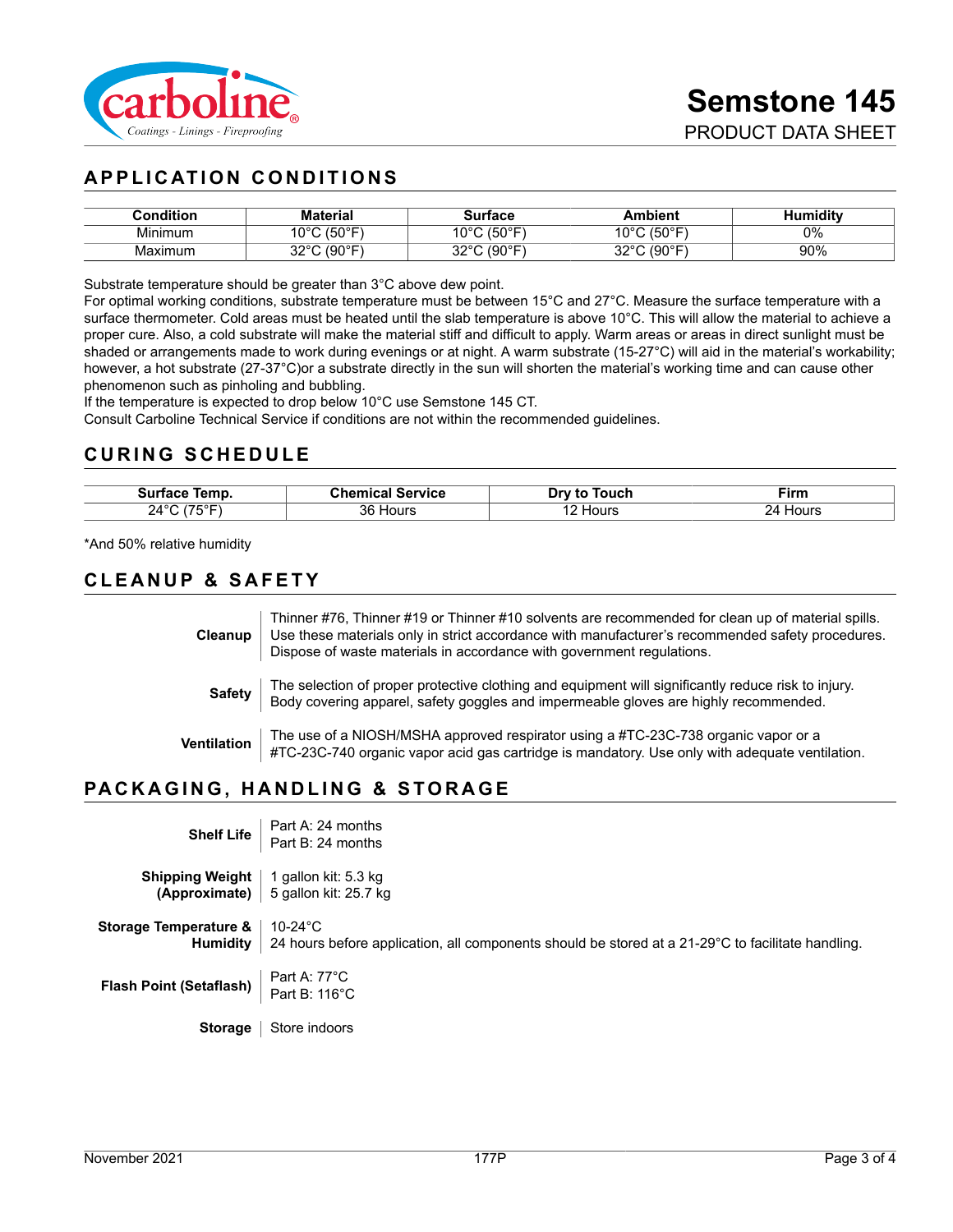## APPLICATION CONDITIONS

| Condition | Material | Surface | Ambient | Humidity |
|---|---|---|---|---|
| Minimum | 10°C (50°F) | 10°C (50°F) | 10°C (50°F) | 0% |
| Maximum | 32°C (90°F) | 32°C (90°F) | 32°C (90°F) | 90% |

Substrate temperature should be greater than 3°C above dew point.
For optimal working conditions, substrate temperature must be between 15°C and 27°C. Measure the surface temperature with a surface thermometer. Cold areas must be heated until the slab temperature is above 10°C. This will allow the material to achieve a proper cure. Also, a cold substrate will make the material stiff and difficult to apply. Warm areas or areas in direct sunlight must be shaded or arrangements made to work during evenings or at night. A warm substrate (15-27°C) will aid in the material's workability; however, a hot substrate (27-37°C)or a substrate directly in the sun will shorten the material's working time and can cause other phenomenon such as pinholing and bubbling.
If the temperature is expected to drop below 10°C use Semstone 145 CT.
Consult Carboline Technical Service if conditions are not within the recommended guidelines.

## CURING SCHEDULE

| Surface Temp. | Chemical Service | Dry to Touch | Firm |
|---|---|---|---|
| 24°C (75°F) | 36 Hours | 12 Hours | 24 Hours |

*And 50% relative humidity

## CLEANUP & SAFETY

**Cleanup**
Thinner #76, Thinner #19 or Thinner #10 solvents are recommended for clean up of material spills. Use these materials only in strict accordance with manufacturer's recommended safety procedures. Dispose of waste materials in accordance with government regulations.

**Safety**
The selection of proper protective clothing and equipment will significantly reduce risk to injury. Body covering apparel, safety goggles and impermeable gloves are highly recommended.

**Ventilation**
The use of a NIOSH/MSHA approved respirator using a #TC-23C-738 organic vapor or a #TC-23C-740 organic vapor acid gas cartridge is mandatory. Use only with adequate ventilation.

## PACKAGING, HANDLING & STORAGE

**Shelf Life**
Part A: 24 months
Part B: 24 months

**Shipping Weight (Approximate)**
1 gallon kit: 5.3 kg
5 gallon kit: 25.7 kg

**Storage Temperature & Humidity**
10-24°C
24 hours before application, all components should be stored at a 21-29°C to facilitate handling.

**Flash Point (Setaflash)**
Part A: 77°C
Part B: 116°C

**Storage**
Store indoors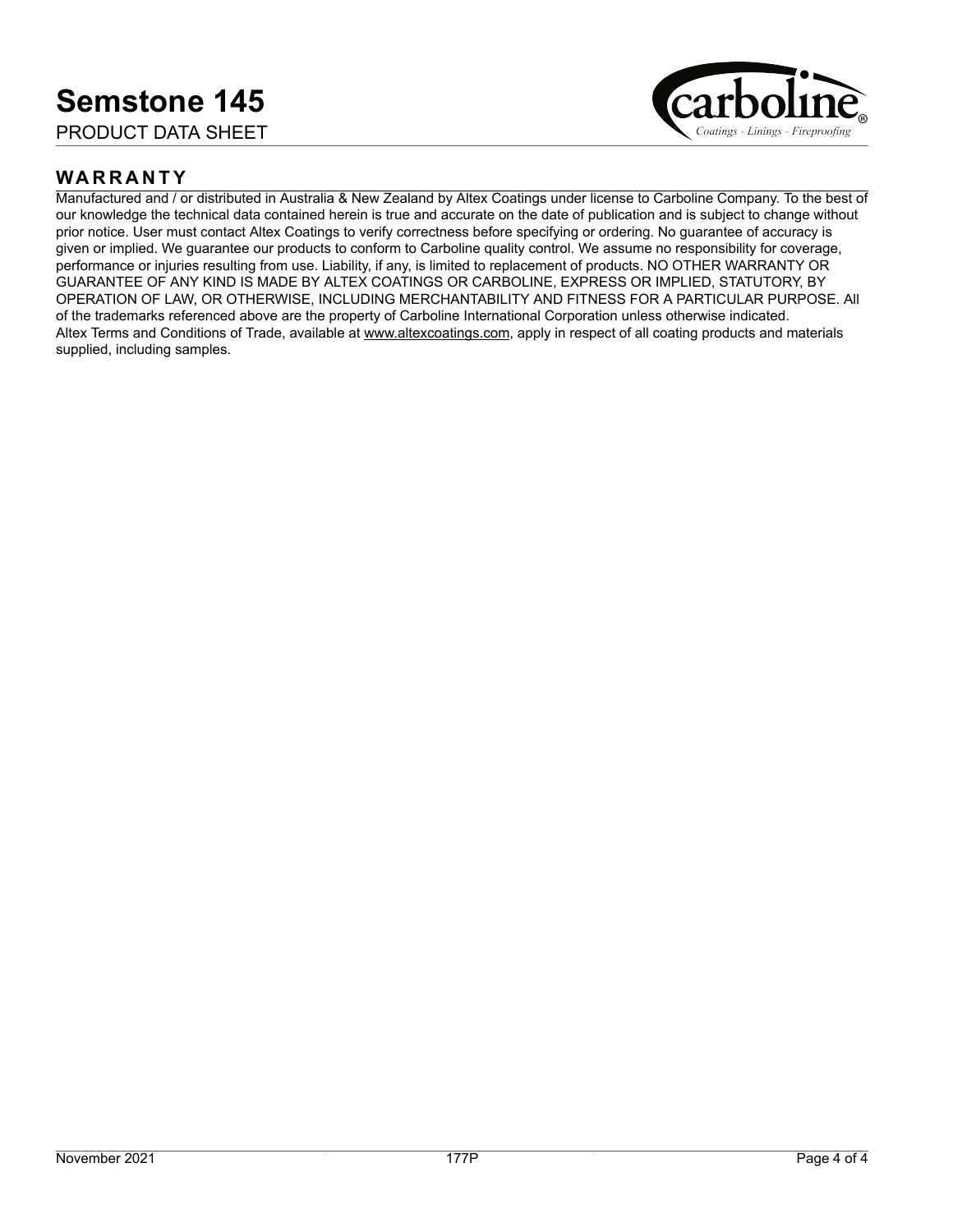## WARRANTY

Manufactured and / or distributed in Australia & New Zealand by Altex Coatings under license to Carboline Company. To the best of our knowledge the technical data contained herein is true and accurate on the date of publication and is subject to change without prior notice. User must contact Altex Coatings to verify correctness before specifying or ordering. No guarantee of accuracy is given or implied. We guarantee our products to conform to Carboline quality control. We assume no responsibility for coverage, performance or injuries resulting from use. Liability, if any, is limited to replacement of products. NO OTHER WARRANTY OR GUARANTEE OF ANY KIND IS MADE BY ALTEX COATINGS OR CARBOLINE, EXPRESS OR IMPLIED, STATUTORY, BY OPERATION OF LAW, OR OTHERWISE, INCLUDING MERCHANTABILITY AND FITNESS FOR A PARTICULAR PURPOSE. All of the trademarks referenced above are the property of Carboline International Corporation unless otherwise indicated.
Altex Terms and Conditions of Trade, available at www.altexcoatings.com, apply in respect of all coating products and materials supplied, including samples.